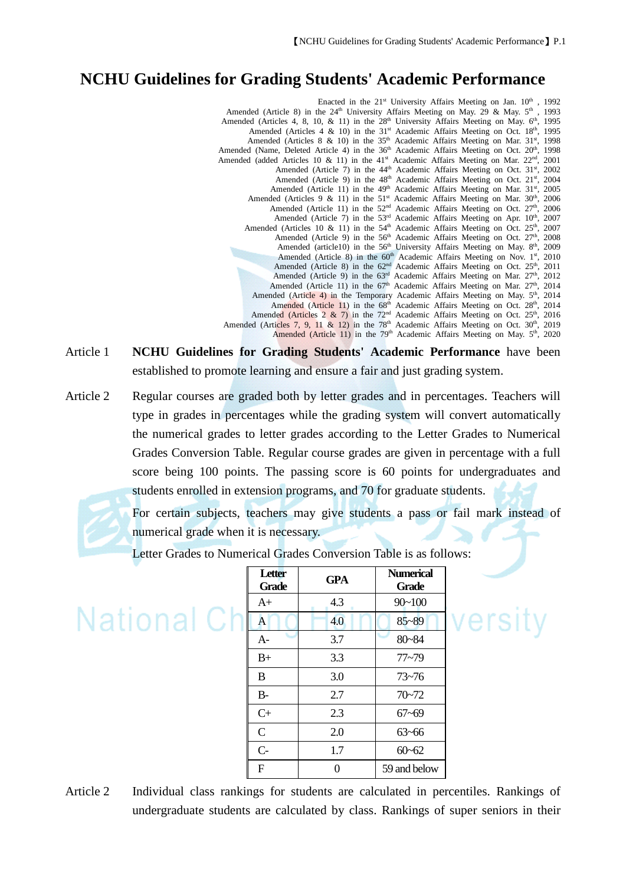# NCHU Guidelines for Grading Students' Academic Performance

Enacted in the 21st University Affairs Meeting on Jan. 10th, 1992
Amended (Article 8) in the 24th University Affairs Meeting on May. 29 & May. 5th, 1993
Amended (Articles 4, 8, 10, & 11) in the 28th University Affairs Meeting on May. 6th, 1995
Amended (Articles 4 & 10) in the 31st Academic Affairs Meeting on Oct. 18th, 1995
Amended (Articles 8 & 10) in the 35th Academic Affairs Meeting on Mar. 31st, 1998
Amended (Name, Deleted Article 4) in the 36th Academic Affairs Meeting on Oct. 20th, 1998
Amended (added Articles 10 & 11) in the 41st Academic Affairs Meeting on Mar. 22nd, 2001
Amended (Article 7) in the 44th Academic Affairs Meeting on Oct. 31st, 2002
Amended (Article 9) in the 48th Academic Affairs Meeting on Oct. 21st, 2004
Amended (Article 11) in the 49th Academic Affairs Meeting on Mar. 31st, 2005
Amended (Articles 9 & 11) in the 51st Academic Affairs Meeting on Mar. 30th, 2006
Amended (Article 11) in the 52nd Academic Affairs Meeting on Oct. 27th, 2006
Amended (Article 7) in the 53rd Academic Affairs Meeting on Apr. 10th, 2007
Amended (Articles 10 & 11) in the 54th Academic Affairs Meeting on Oct. 25th, 2007
Amended (Article 9) in the 56th Academic Affairs Meeting on Oct. 27th, 2008
Amended (article10) in the 56th University Affairs Meeting on May. 8th, 2009
Amended (Article 8) in the 60th Academic Affairs Meeting on Nov. 1st, 2010
Amended (Article 8) in the 62nd Academic Affairs Meeting on Oct. 25th, 2011
Amended (Article 9) in the 63rd Academic Affairs Meeting on Mar. 27th, 2012
Amended (Article 11) in the 67th Academic Affairs Meeting on Mar. 27th, 2014
Amended (Article 4) in the Temporary Academic Affairs Meeting on May. 5th, 2014
Amended (Article 11) in the 68th Academic Affairs Meeting on Oct. 28th, 2014
Amended (Articles 2 & 7) in the 72nd Academic Affairs Meeting on Oct. 25th, 2016
Amended (Articles 7, 9, 11 & 12) in the 78th Academic Affairs Meeting on Oct. 30th, 2019
Amended (Article 11) in the 79th Academic Affairs Meeting on May. 5th, 2020

Article 1 **NCHU Guidelines for Grading Students' Academic Performance** have been established to promote learning and ensure a fair and just grading system.

Article 2 Regular courses are graded both by letter grades and in percentages. Teachers will type in grades in percentages while the grading system will convert automatically the numerical grades to letter grades according to the Letter Grades to Numerical Grades Conversion Table. Regular course grades are given in percentage with a full score being 100 points. The passing score is 60 points for undergraduates and students enrolled in extension programs, and 70 for graduate students.

For certain subjects, teachers may give students a pass or fail mark instead of numerical grade when it is necessary.

Letter Grades to Numerical Grades Conversion Table is as follows:

| Letter Grade | GPA | Numerical Grade |
|---|---|---|
| A+ | 4.3 | 90~100 |
| A | 4.0 | 85~89 |
| A- | 3.7 | 80~84 |
| B+ | 3.3 | 77~79 |
| B | 3.0 | 73~76 |
| B- | 2.7 | 70~72 |
| C+ | 2.3 | 67~69 |
| C | 2.0 | 63~66 |
| C- | 1.7 | 60~62 |
| F | 0 | 59 and below |

Article 2 Individual class rankings for students are calculated in percentiles. Rankings of undergraduate students are calculated by class. Rankings of super seniors in their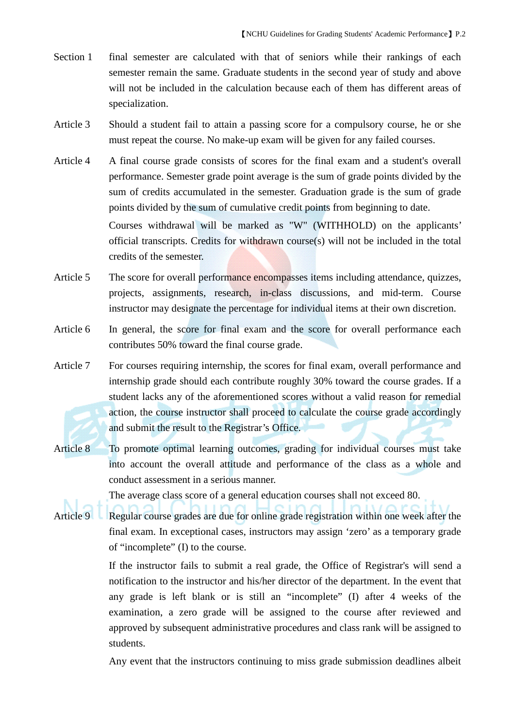Section 1 final semester are calculated with that of seniors while their rankings of each semester remain the same. Graduate students in the second year of study and above will not be included in the calculation because each of them has different areas of specialization.

Article 3 Should a student fail to attain a passing score for a compulsory course, he or she must repeat the course. No make-up exam will be given for any failed courses.

Article 4 A final course grade consists of scores for the final exam and a student's overall performance. Semester grade point average is the sum of grade points divided by the sum of credits accumulated in the semester. Graduation grade is the sum of grade points divided by the sum of cumulative credit points from beginning to date.

Courses withdrawal will be marked as "W" (WITHHOLD) on the applicants' official transcripts. Credits for withdrawn course(s) will not be included in the total credits of the semester.

Article 5 The score for overall performance encompasses items including attendance, quizzes, projects, assignments, research, in-class discussions, and mid-term. Course instructor may designate the percentage for individual items at their own discretion.

Article 6 In general, the score for final exam and the score for overall performance each contributes 50% toward the final course grade.

Article 7 For courses requiring internship, the scores for final exam, overall performance and internship grade should each contribute roughly 30% toward the course grades. If a student lacks any of the aforementioned scores without a valid reason for remedial action, the course instructor shall proceed to calculate the course grade accordingly and submit the result to the Registrar's Office.

Article 8 To promote optimal learning outcomes, grading for individual courses must take into account the overall attitude and performance of the class as a whole and conduct assessment in a serious manner.

The average class score of a general education courses shall not exceed 80.

Article 9 Regular course grades are due for online grade registration within one week after the final exam. In exceptional cases, instructors may assign 'zero' as a temporary grade of "incomplete" (I) to the course.

If the instructor fails to submit a real grade, the Office of Registrar's will send a notification to the instructor and his/her director of the department. In the event that any grade is left blank or is still an "incomplete" (I) after 4 weeks of the examination, a zero grade will be assigned to the course after reviewed and approved by subsequent administrative procedures and class rank will be assigned to students.

Any event that the instructors continuing to miss grade submission deadlines albeit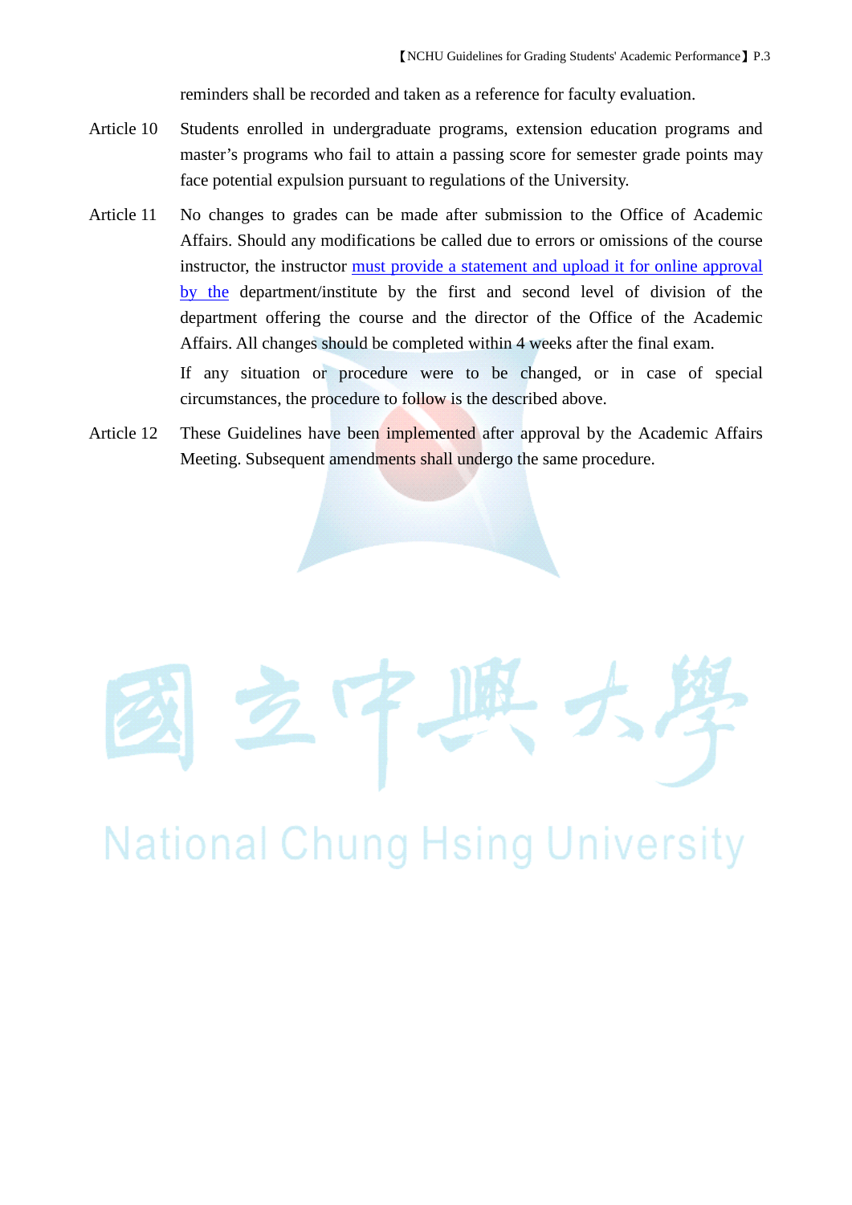reminders shall be recorded and taken as a reference for faculty evaluation.

Article 10 Students enrolled in undergraduate programs, extension education programs and master's programs who fail to attain a passing score for semester grade points may face potential expulsion pursuant to regulations of the University.

Article 11 No changes to grades can be made after submission to the Office of Academic Affairs. Should any modifications be called due to errors or omissions of the course instructor, the instructor must provide a statement and upload it for online approval by the department/institute by the first and second level of division of the department offering the course and the director of the Office of the Academic Affairs. All changes should be completed within 4 weeks after the final exam.

If any situation or procedure were to be changed, or in case of special circumstances, the procedure to follow is the described above.

Article 12 These Guidelines have been implemented after approval by the Academic Affairs Meeting. Subsequent amendments shall undergo the same procedure.